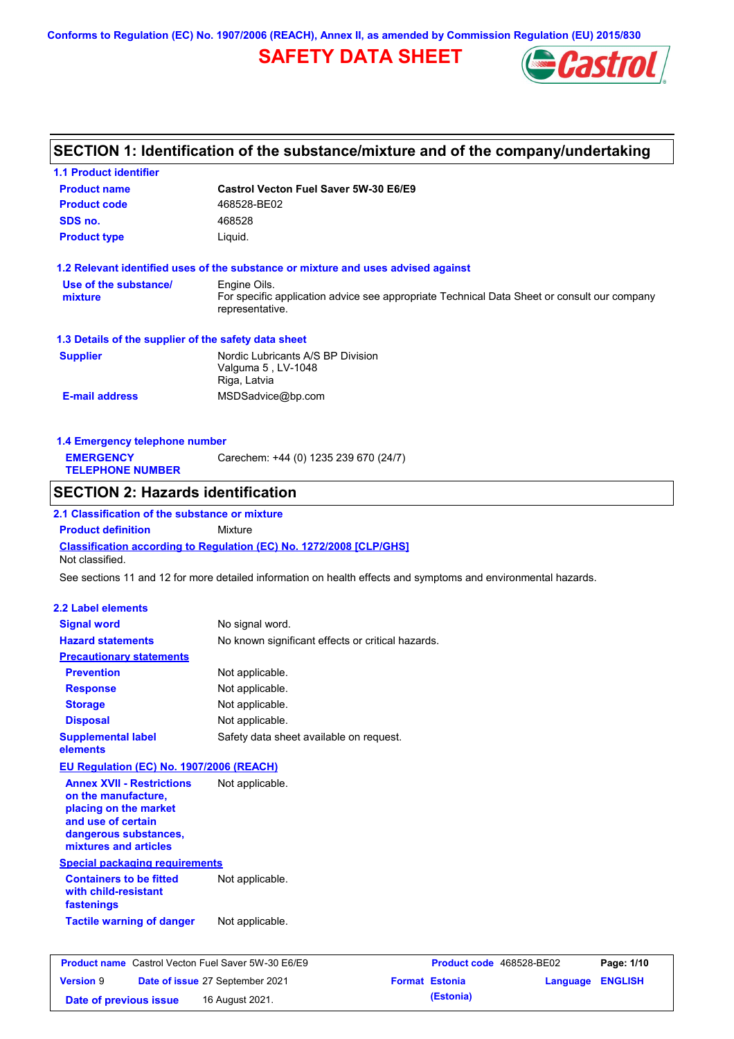Conforms to Regulation (EC) No. 1907/2006 (REACH), Annex II, as amended by Commission Regulation (EU) 2015/830

# SAFETY DATA SHEET

## SECTION 1: Identification of the substance/mixture and of the company/undertaking

### 1.1 Product identifier

| | |
|---|---|
| **Product name** | **Castrol Vecton Fuel Saver 5W-30 E6/E9** |
| **Product code** | 468528-BE02 |
| **SDS no.** | 468528 |
| **Product type** | Liquid. |

### 1.2 Relevant identified uses of the substance or mixture and uses advised against

| | |
|---|---|
| **Use of the substance/ mixture** | Engine Oils. For specific application advice see appropriate Technical Data Sheet or consult our company representative. |

### 1.3 Details of the supplier of the safety data sheet

| | |
|---|---|
| **Supplier** | Nordic Lubricants A/S BP Division<br>Valguma 5 , LV-1048<br>Riga, Latvia |
| **E-mail address** | MSDSadvice@bp.com |

### 1.4 Emergency telephone number

| | |
|---|---|
| **EMERGENCY TELEPHONE NUMBER** | Carechem: +44 (0) 1235 239 670 (24/7) |

## SECTION 2: Hazards identification

### 2.1 Classification of the substance or mixture

**Product definition** Mixture

**Classification according to Regulation (EC) No. 1272/2008 [CLP/GHS]**

Not classified.

See sections 11 and 12 for more detailed information on health effects and symptoms and environmental hazards.

### 2.2 Label elements

| | |
|---|---|
| **Signal word** | No signal word. |
| **Hazard statements** | No known significant effects or critical hazards. |
| **Precautionary statements** | |
| **Prevention** | Not applicable. |
| **Response** | Not applicable. |
| **Storage** | Not applicable. |
| **Disposal** | Not applicable. |
| **Supplemental label elements** | Safety data sheet available on request. |

**EU Regulation (EC) No. 1907/2006 (REACH)**

| | |
|---|---|
| **Annex XVII - Restrictions on the manufacture, placing on the market and use of certain dangerous substances, mixtures and articles** | Not applicable. |

**Special packaging requirements**

| | |
|---|---|
| **Containers to be fitted with child-resistant fastenings** | Not applicable. |
| **Tactile warning of danger** | Not applicable. |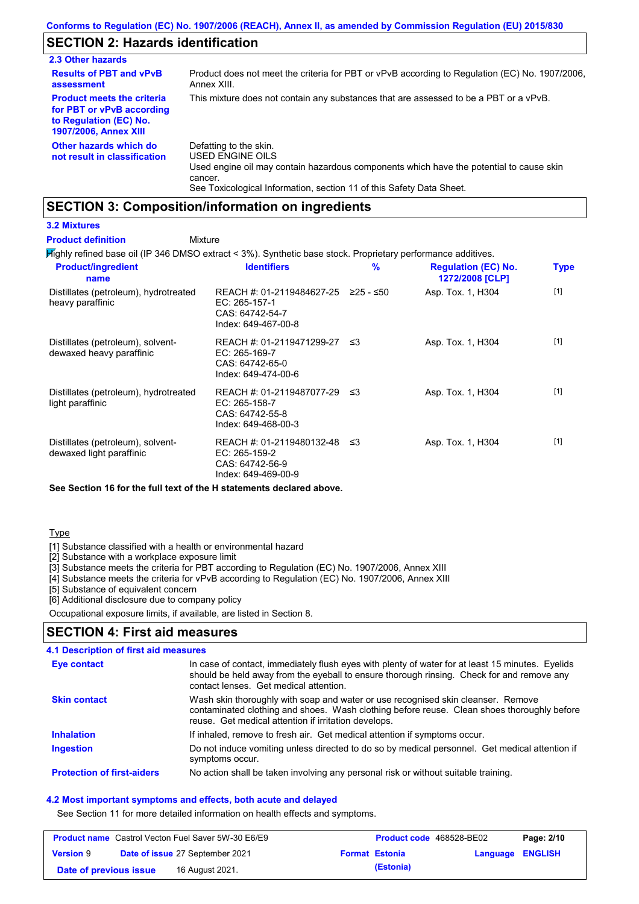## SECTION 2: Hazards identification

### 2.3 Other hazards

**Results of PBT and vPvB assessment**
Product does not meet the criteria for PBT or vPvB according to Regulation (EC) No. 1907/2006, Annex XIII.

**Product meets the criteria for PBT or vPvB according to Regulation (EC) No. 1907/2006, Annex XIII**
This mixture does not contain any substances that are assessed to be a PBT or a vPvB.

**Other hazards which do not result in classification**
Defatting to the skin.
USED ENGINE OILS
Used engine oil may contain hazardous components which have the potential to cause skin cancer.
See Toxicological Information, section 11 of this Safety Data Sheet.

## SECTION 3: Composition/information on ingredients

### 3.2 Mixtures

**Product definition** Mixture

Highly refined base oil (IP 346 DMSO extract < 3%). Synthetic base stock. Proprietary performance additives.

| Product/ingredient name | Identifiers | % | Regulation (EC) No. 1272/2008 [CLP] | Type |
|---|---|---|---|---|
| Distillates (petroleum), hydrotreated heavy paraffinic | REACH #: 01-2119484627-25<br>EC: 265-157-1<br>CAS: 64742-54-7<br>Index: 649-467-00-8 | ≥25 - ≤50 | Asp. Tox. 1, H304 | [1] |
| Distillates (petroleum), solvent-dewaxed heavy paraffinic | REACH #: 01-2119471299-27<br>EC: 265-169-7<br>CAS: 64742-65-0<br>Index: 649-474-00-6 | ≤3 | Asp. Tox. 1, H304 | [1] |
| Distillates (petroleum), hydrotreated light paraffinic | REACH #: 01-2119487077-29<br>EC: 265-158-7<br>CAS: 64742-55-8<br>Index: 649-468-00-3 | ≤3 | Asp. Tox. 1, H304 | [1] |
| Distillates (petroleum), solvent-dewaxed light paraffinic | REACH #: 01-2119480132-48<br>EC: 265-159-2<br>CAS: 64742-56-9<br>Index: 649-469-00-9 | ≤3 | Asp. Tox. 1, H304 | [1] |

**See Section 16 for the full text of the H statements declared above.**

Type

[1] Substance classified with a health or environmental hazard
[2] Substance with a workplace exposure limit
[3] Substance meets the criteria for PBT according to Regulation (EC) No. 1907/2006, Annex XIII
[4] Substance meets the criteria for vPvB according to Regulation (EC) No. 1907/2006, Annex XIII
[5] Substance of equivalent concern
[6] Additional disclosure due to company policy

Occupational exposure limits, if available, are listed in Section 8.

## SECTION 4: First aid measures

### 4.1 Description of first aid measures

**Eye contact**
In case of contact, immediately flush eyes with plenty of water for at least 15 minutes. Eyelids should be held away from the eyeball to ensure thorough rinsing. Check for and remove any contact lenses. Get medical attention.

**Skin contact**
Wash skin thoroughly with soap and water or use recognised skin cleanser. Remove contaminated clothing and shoes. Wash clothing before reuse. Clean shoes thoroughly before reuse. Get medical attention if irritation develops.

**Inhalation**
If inhaled, remove to fresh air. Get medical attention if symptoms occur.

**Ingestion**
Do not induce vomiting unless directed to do so by medical personnel. Get medical attention if symptoms occur.

**Protection of first-aiders**
No action shall be taken involving any personal risk or without suitable training.

### 4.2 Most important symptoms and effects, both acute and delayed

See Section 11 for more detailed information on health effects and symptoms.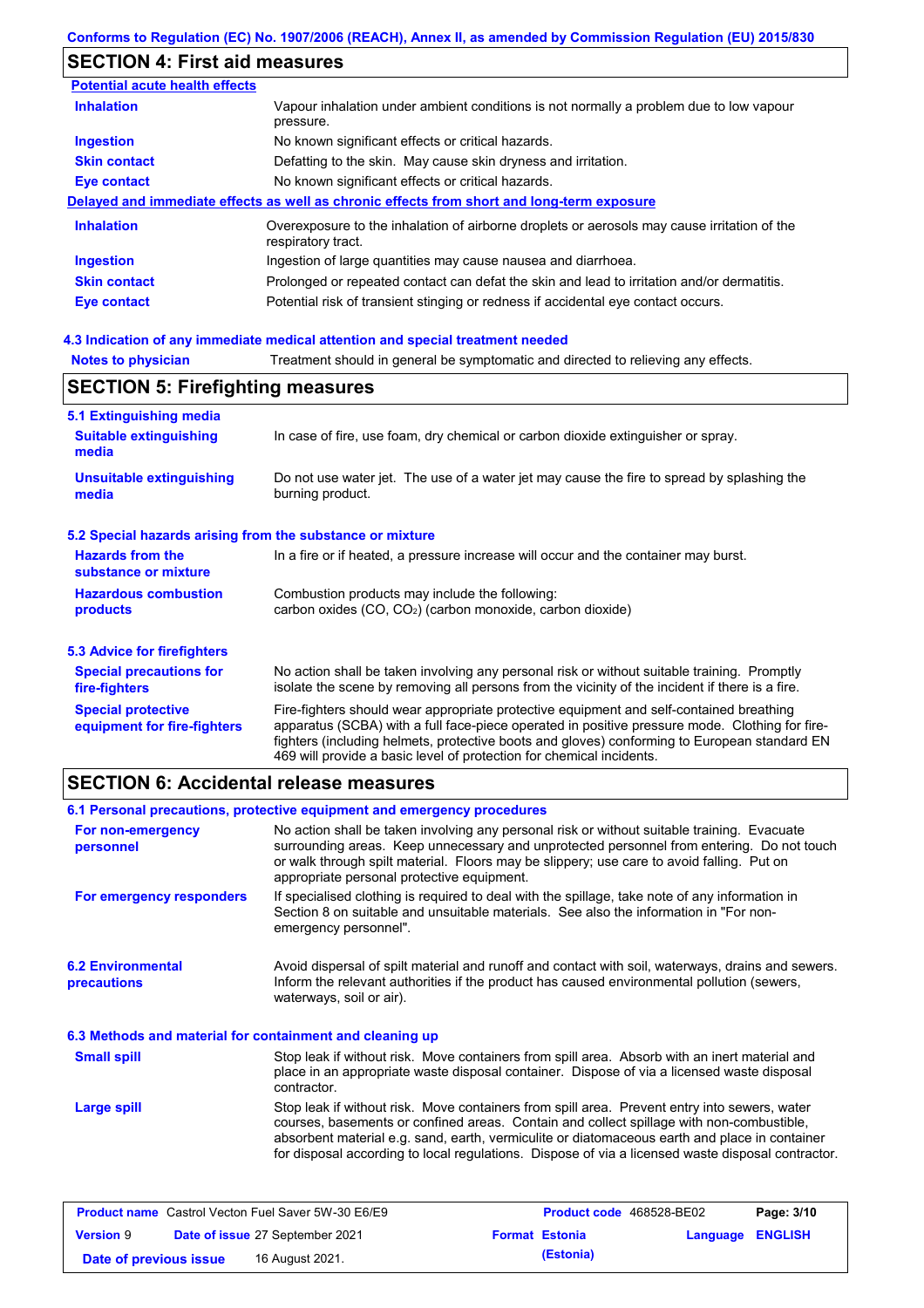## SECTION 4: First aid measures

**Potential acute health effects**

| | |
|---|---|
| **Inhalation** | Vapour inhalation under ambient conditions is not normally a problem due to low vapour pressure. |
| **Ingestion** | No known significant effects or critical hazards. |
| **Skin contact** | Defatting to the skin. May cause skin dryness and irritation. |
| **Eye contact** | No known significant effects or critical hazards. |

**Delayed and immediate effects as well as chronic effects from short and long-term exposure**

| | |
|---|---|
| **Inhalation** | Overexposure to the inhalation of airborne droplets or aerosols may cause irritation of the respiratory tract. |
| **Ingestion** | Ingestion of large quantities may cause nausea and diarrhoea. |
| **Skin contact** | Prolonged or repeated contact can defat the skin and lead to irritation and/or dermatitis. |
| **Eye contact** | Potential risk of transient stinging or redness if accidental eye contact occurs. |

### 4.3 Indication of any immediate medical attention and special treatment needed

| | |
|---|---|
| **Notes to physician** | Treatment should in general be symptomatic and directed to relieving any effects. |

## SECTION 5: Firefighting measures

### 5.1 Extinguishing media

| | |
|---|---|
| **Suitable extinguishing media** | In case of fire, use foam, dry chemical or carbon dioxide extinguisher or spray. |
| **Unsuitable extinguishing media** | Do not use water jet. The use of a water jet may cause the fire to spread by splashing the burning product. |

### 5.2 Special hazards arising from the substance or mixture

| | |
|---|---|
| **Hazards from the substance or mixture** | In a fire or if heated, a pressure increase will occur and the container may burst. |
| **Hazardous combustion products** | Combustion products may include the following: carbon oxides (CO, $CO_2$) (carbon monoxide, carbon dioxide) |

### 5.3 Advice for firefighters

| | |
|---|---|
| **Special precautions for fire-fighters** | No action shall be taken involving any personal risk or without suitable training. Promptly isolate the scene by removing all persons from the vicinity of the incident if there is a fire. |
| **Special protective equipment for fire-fighters** | Fire-fighters should wear appropriate protective equipment and self-contained breathing apparatus (SCBA) with a full face-piece operated in positive pressure mode. Clothing for fire-fighters (including helmets, protective boots and gloves) conforming to European standard EN 469 will provide a basic level of protection for chemical incidents. |

## SECTION 6: Accidental release measures

### 6.1 Personal precautions, protective equipment and emergency procedures

| | |
|---|---|
| **For non-emergency personnel** | No action shall be taken involving any personal risk or without suitable training. Evacuate surrounding areas. Keep unnecessary and unprotected personnel from entering. Do not touch or walk through spilt material. Floors may be slippery; use care to avoid falling. Put on appropriate personal protective equipment. |
| **For emergency responders** | If specialised clothing is required to deal with the spillage, take note of any information in Section 8 on suitable and unsuitable materials. See also the information in "For non-emergency personnel". |

| | |
|---|---|
| **6.2 Environmental precautions** | Avoid dispersal of spilt material and runoff and contact with soil, waterways, drains and sewers. Inform the relevant authorities if the product has caused environmental pollution (sewers, waterways, soil or air). |

### 6.3 Methods and material for containment and cleaning up

| | |
|---|---|
| **Small spill** | Stop leak if without risk. Move containers from spill area. Absorb with an inert material and place in an appropriate waste disposal container. Dispose of via a licensed waste disposal contractor. |
| **Large spill** | Stop leak if without risk. Move containers from spill area. Prevent entry into sewers, water courses, basements or confined areas. Contain and collect spillage with non-combustible, absorbent material e.g. sand, earth, vermiculite or diatomaceous earth and place in container for disposal according to local regulations. Dispose of via a licensed waste disposal contractor. |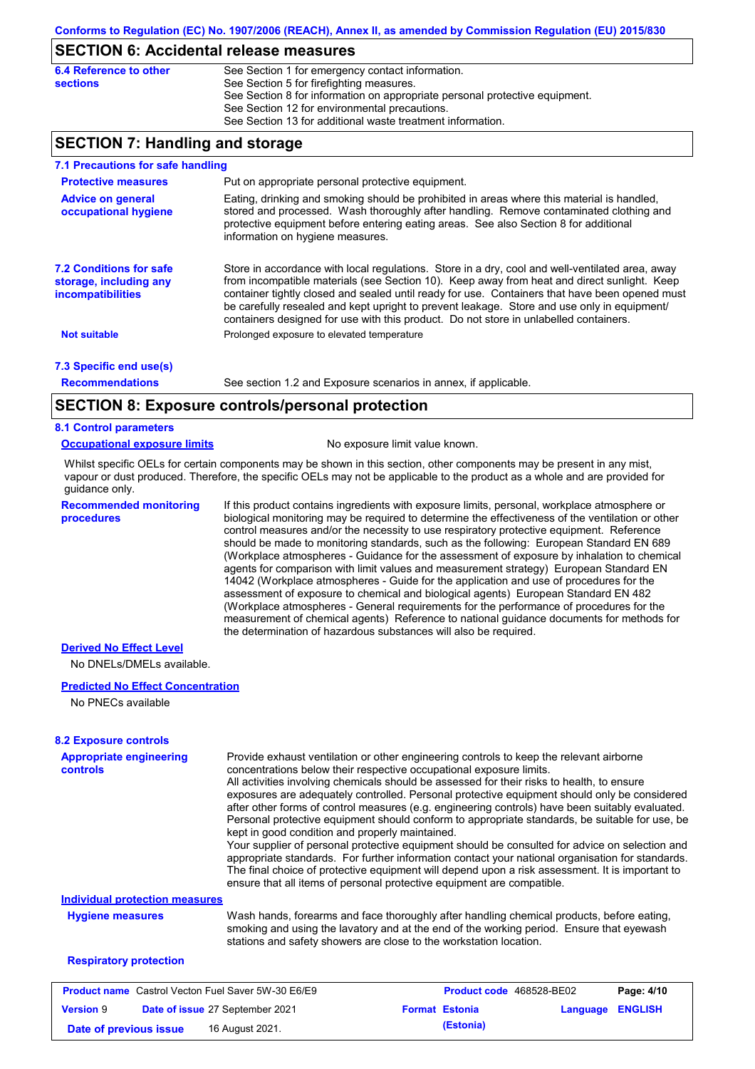## SECTION 6: Accidental release measures

**6.4 Reference to other sections**

See Section 1 for emergency contact information.
See Section 5 for firefighting measures.
See Section 8 for information on appropriate personal protective equipment.
See Section 12 for environmental precautions.
See Section 13 for additional waste treatment information.

## SECTION 7: Handling and storage

### 7.1 Precautions for safe handling

**Protective measures**

Put on appropriate personal protective equipment.

**Advice on general occupational hygiene**

Eating, drinking and smoking should be prohibited in areas where this material is handled, stored and processed. Wash thoroughly after handling. Remove contaminated clothing and protective equipment before entering eating areas. See also Section 8 for additional information on hygiene measures.

### 7.2 Conditions for safe storage, including any incompatibilities

Store in accordance with local regulations. Store in a dry, cool and well-ventilated area, away from incompatible materials (see Section 10). Keep away from heat and direct sunlight. Keep container tightly closed and sealed until ready for use. Containers that have been opened must be carefully resealed and kept upright to prevent leakage. Store and use only in equipment/ containers designed for use with this product. Do not store in unlabelled containers.

**Not suitable**

Prolonged exposure to elevated temperature

### 7.3 Specific end use(s)

**Recommendations**

See section 1.2 and Exposure scenarios in annex, if applicable.

## SECTION 8: Exposure controls/personal protection

### 8.1 Control parameters

**Occupational exposure limits**

No exposure limit value known.

Whilst specific OELs for certain components may be shown in this section, other components may be present in any mist, vapour or dust produced. Therefore, the specific OELs may not be applicable to the product as a whole and are provided for guidance only.

**Recommended monitoring procedures**

If this product contains ingredients with exposure limits, personal, workplace atmosphere or biological monitoring may be required to determine the effectiveness of the ventilation or other control measures and/or the necessity to use respiratory protective equipment. Reference should be made to monitoring standards, such as the following: European Standard EN 689 (Workplace atmospheres - Guidance for the assessment of exposure by inhalation to chemical agents for comparison with limit values and measurement strategy) European Standard EN 14042 (Workplace atmospheres - Guide for the application and use of procedures for the assessment of exposure to chemical and biological agents) European Standard EN 482 (Workplace atmospheres - General requirements for the performance of procedures for the measurement of chemical agents) Reference to national guidance documents for methods for the determination of hazardous substances will also be required.

**Derived No Effect Level**

No DNELs/DMELs available.

**Predicted No Effect Concentration**

No PNECs available

### 8.2 Exposure controls

**Appropriate engineering controls**

Provide exhaust ventilation or other engineering controls to keep the relevant airborne concentrations below their respective occupational exposure limits.
All activities involving chemicals should be assessed for their risks to health, to ensure exposures are adequately controlled. Personal protective equipment should only be considered after other forms of control measures (e.g. engineering controls) have been suitably evaluated. Personal protective equipment should conform to appropriate standards, be suitable for use, be kept in good condition and properly maintained.
Your supplier of personal protective equipment should be consulted for advice on selection and appropriate standards. For further information contact your national organisation for standards. The final choice of protective equipment will depend upon a risk assessment. It is important to ensure that all items of personal protective equipment are compatible.

**Individual protection measures**

**Hygiene measures**

Wash hands, forearms and face thoroughly after handling chemical products, before eating, smoking and using the lavatory and at the end of the working period. Ensure that eyewash stations and safety showers are close to the workstation location.

**Respiratory protection**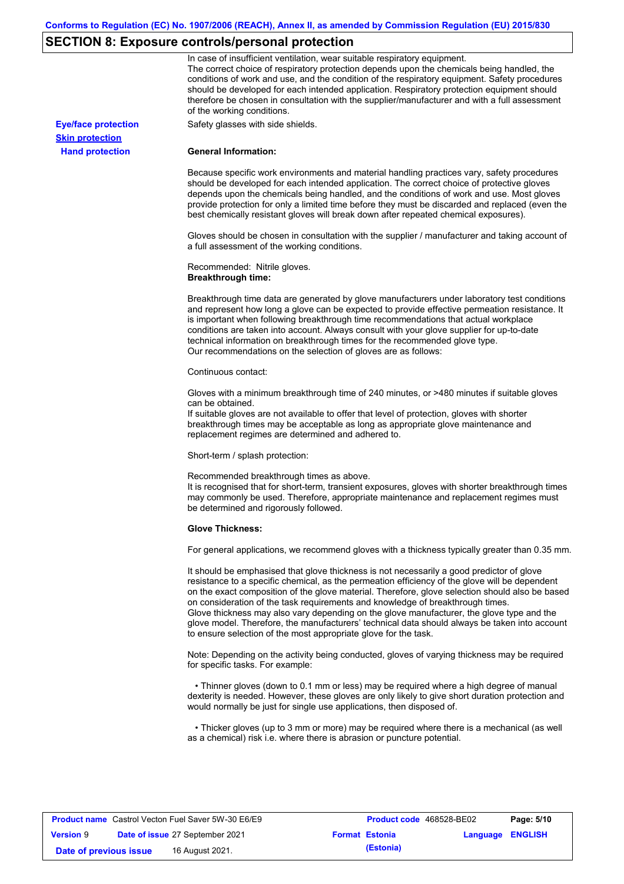## SECTION 8: Exposure controls/personal protection

In case of insufficient ventilation, wear suitable respiratory equipment.
The correct choice of respiratory protection depends upon the chemicals being handled, the conditions of work and use, and the condition of the respiratory equipment. Safety procedures should be developed for each intended application. Respiratory protection equipment should therefore be chosen in consultation with the supplier/manufacturer and with a full assessment of the working conditions.

**Eye/face protection** Safety glasses with side shields.

**Skin protection**

**Hand protection**

**General Information:**

Because specific work environments and material handling practices vary, safety procedures should be developed for each intended application. The correct choice of protective gloves depends upon the chemicals being handled, and the conditions of work and use. Most gloves provide protection for only a limited time before they must be discarded and replaced (even the best chemically resistant gloves will break down after repeated chemical exposures).

Gloves should be chosen in consultation with the supplier / manufacturer and taking account of a full assessment of the working conditions.

Recommended: Nitrile gloves.
**Breakthrough time:**

Breakthrough time data are generated by glove manufacturers under laboratory test conditions and represent how long a glove can be expected to provide effective permeation resistance. It is important when following breakthrough time recommendations that actual workplace conditions are taken into account. Always consult with your glove supplier for up-to-date technical information on breakthrough times for the recommended glove type.
Our recommendations on the selection of gloves are as follows:

Continuous contact:

Gloves with a minimum breakthrough time of 240 minutes, or >480 minutes if suitable gloves can be obtained.
If suitable gloves are not available to offer that level of protection, gloves with shorter breakthrough times may be acceptable as long as appropriate glove maintenance and replacement regimes are determined and adhered to.

Short-term / splash protection:

Recommended breakthrough times as above.
It is recognised that for short-term, transient exposures, gloves with shorter breakthrough times may commonly be used. Therefore, appropriate maintenance and replacement regimes must be determined and rigorously followed.

**Glove Thickness:**

For general applications, we recommend gloves with a thickness typically greater than 0.35 mm.

It should be emphasised that glove thickness is not necessarily a good predictor of glove resistance to a specific chemical, as the permeation efficiency of the glove will be dependent on the exact composition of the glove material. Therefore, glove selection should also be based on consideration of the task requirements and knowledge of breakthrough times.
Glove thickness may also vary depending on the glove manufacturer, the glove type and the glove model. Therefore, the manufacturers' technical data should always be taken into account to ensure selection of the most appropriate glove for the task.

Note: Depending on the activity being conducted, gloves of varying thickness may be required for specific tasks. For example:

- Thinner gloves (down to 0.1 mm or less) may be required where a high degree of manual dexterity is needed. However, these gloves are only likely to give short duration protection and would normally be just for single use applications, then disposed of.

- Thicker gloves (up to 3 mm or more) may be required where there is a mechanical (as well as a chemical) risk i.e. where there is abrasion or puncture potential.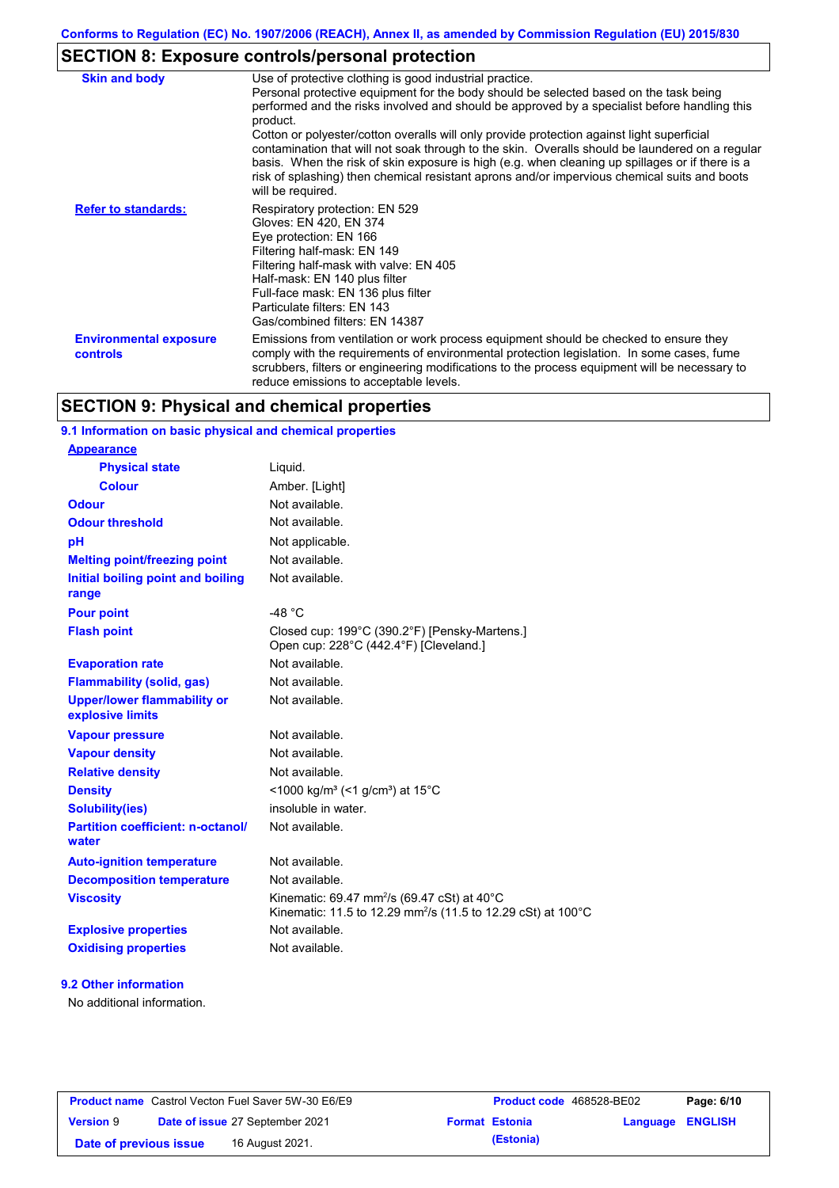## SECTION 8: Exposure controls/personal protection

| | |
|---|---|
| **Skin and body** | Use of protective clothing is good industrial practice. Personal protective equipment for the body should be selected based on the task being performed and the risks involved and should be approved by a specialist before handling this product. Cotton or polyester/cotton overalls will only provide protection against light superficial contamination that will not soak through to the skin. Overalls should be laundered on a regular basis. When the risk of skin exposure is high (e.g. when cleaning up spillages or if there is a risk of splashing) then chemical resistant aprons and/or impervious chemical suits and boots will be required. |
| **Refer to standards:** | Respiratory protection: EN 529<br>Gloves: EN 420, EN 374<br>Eye protection: EN 166<br>Filtering half-mask: EN 149<br>Filtering half-mask with valve: EN 405<br>Half-mask: EN 140 plus filter<br>Full-face mask: EN 136 plus filter<br>Particulate filters: EN 143<br>Gas/combined filters: EN 14387 |
| **Environmental exposure controls** | Emissions from ventilation or work process equipment should be checked to ensure they comply with the requirements of environmental protection legislation. In some cases, fume scrubbers, filters or engineering modifications to the process equipment will be necessary to reduce emissions to acceptable levels. |

## SECTION 9: Physical and chemical properties

### 9.1 Information on basic physical and chemical properties

| | |
|---|---|
| **Appearance** | |
| **Physical state** | Liquid. |
| **Colour** | Amber. [Light] |
| **Odour** | Not available. |
| **Odour threshold** | Not available. |
| **pH** | Not applicable. |
| **Melting point/freezing point** | Not available. |
| **Initial boiling point and boiling range** | Not available. |
| **Pour point** | -48 °C |
| **Flash point** | Closed cup: 199°C (390.2°F) [Pensky-Martens.]<br>Open cup: 228°C (442.4°F) [Cleveland.] |
| **Evaporation rate** | Not available. |
| **Flammability (solid, gas)** | Not available. |
| **Upper/lower flammability or explosive limits** | Not available. |
| **Vapour pressure** | Not available. |
| **Vapour density** | Not available. |
| **Relative density** | Not available. |
| **Density** | <1000 kg/m³ (<1 g/cm³) at 15°C |
| **Solubility(ies)** | insoluble in water. |
| **Partition coefficient: n-octanol/water** | Not available. |
| **Auto-ignition temperature** | Not available. |
| **Decomposition temperature** | Not available. |
| **Viscosity** | Kinematic: 69.47 $mm^2/s$ (69.47 cSt) at 40°C<br>Kinematic: 11.5 to 12.29 $mm^2/s$ (11.5 to 12.29 cSt) at 100°C |
| **Explosive properties** | Not available. |
| **Oxidising properties** | Not available. |

### 9.2 Other information

No additional information.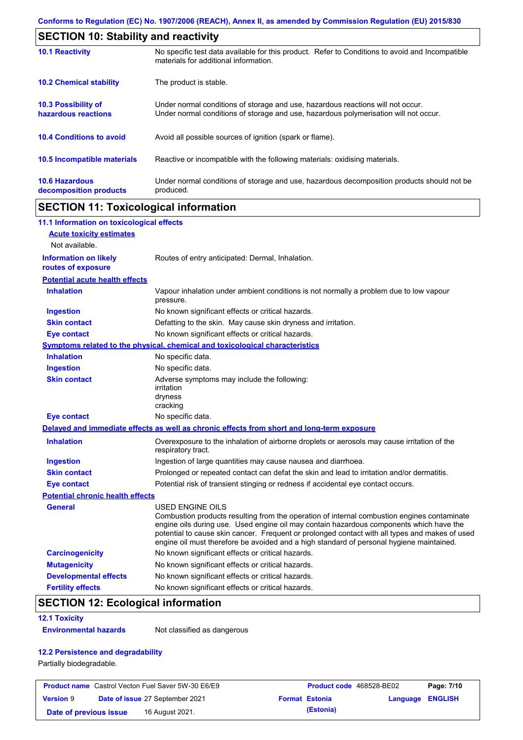## SECTION 10: Stability and reactivity

| | |
|---|---|
| **10.1 Reactivity** | No specific test data available for this product. Refer to Conditions to avoid and Incompatible materials for additional information. |
| **10.2 Chemical stability** | The product is stable. |
| **10.3 Possibility of hazardous reactions** | Under normal conditions of storage and use, hazardous reactions will not occur. Under normal conditions of storage and use, hazardous polymerisation will not occur. |
| **10.4 Conditions to avoid** | Avoid all possible sources of ignition (spark or flame). |
| **10.5 Incompatible materials** | Reactive or incompatible with the following materials: oxidising materials. |
| **10.6 Hazardous decomposition products** | Under normal conditions of storage and use, hazardous decomposition products should not be produced. |

## SECTION 11: Toxicological information

### 11.1 Information on toxicological effects

**Acute toxicity estimates**

Not available.

**Information on likely routes of exposure**: Routes of entry anticipated: Dermal, Inhalation.

**Potential acute health effects**

| | |
|---|---|
| **Inhalation** | Vapour inhalation under ambient conditions is not normally a problem due to low vapour pressure. |
| **Ingestion** | No known significant effects or critical hazards. |
| **Skin contact** | Defatting to the skin. May cause skin dryness and irritation. |
| **Eye contact** | No known significant effects or critical hazards. |

**Symptoms related to the physical, chemical and toxicological characteristics**

| | |
|---|---|
| **Inhalation** | No specific data. |
| **Ingestion** | No specific data. |
| **Skin contact** | Adverse symptoms may include the following: irritation dryness cracking |
| **Eye contact** | No specific data. |

**Delayed and immediate effects as well as chronic effects from short and long-term exposure**

| | |
|---|---|
| **Inhalation** | Overexposure to the inhalation of airborne droplets or aerosols may cause irritation of the respiratory tract. |
| **Ingestion** | Ingestion of large quantities may cause nausea and diarrhoea. |
| **Skin contact** | Prolonged or repeated contact can defat the skin and lead to irritation and/or dermatitis. |
| **Eye contact** | Potential risk of transient stinging or redness if accidental eye contact occurs. |

**Potential chronic health effects**

| | |
|---|---|
| **General** | USED ENGINE OILS<br>Combustion products resulting from the operation of internal combustion engines contaminate engine oils during use. Used engine oil may contain hazardous components which have the potential to cause skin cancer. Frequent or prolonged contact with all types and makes of used engine oil must therefore be avoided and a high standard of personal hygiene maintained. |
| **Carcinogenicity** | No known significant effects or critical hazards. |
| **Mutagenicity** | No known significant effects or critical hazards. |
| **Developmental effects** | No known significant effects or critical hazards. |
| **Fertility effects** | No known significant effects or critical hazards. |

## SECTION 12: Ecological information

### 12.1 Toxicity

**Environmental hazards**: Not classified as dangerous

### 12.2 Persistence and degradability

Partially biodegradable.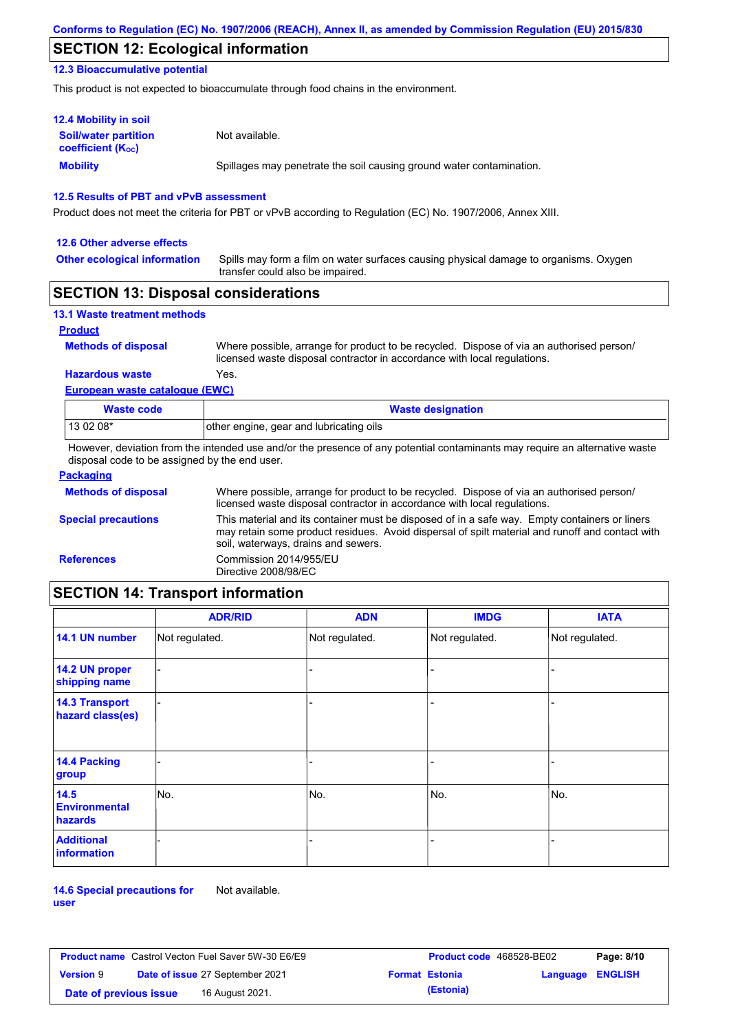## SECTION 12: Ecological information

### 12.3 Bioaccumulative potential

This product is not expected to bioaccumulate through food chains in the environment.

### 12.4 Mobility in soil

**Soil/water partition coefficient ($K_{OC}$)**: Not available.

**Mobility**: Spillages may penetrate the soil causing ground water contamination.

### 12.5 Results of PBT and vPvB assessment

Product does not meet the criteria for PBT or vPvB according to Regulation (EC) No. 1907/2006, Annex XIII.

### 12.6 Other adverse effects

**Other ecological information**: Spills may form a film on water surfaces causing physical damage to organisms. Oxygen transfer could also be impaired.

## SECTION 13: Disposal considerations

### 13.1 Waste treatment methods

**Product**

**Methods of disposal**: Where possible, arrange for product to be recycled. Dispose of via an authorised person/ licensed waste disposal contractor in accordance with local regulations.

**Hazardous waste**: Yes.

**European waste catalogue (EWC)**

| Waste code | Waste designation |
|---|---|
| 13 02 08* | other engine, gear and lubricating oils |

However, deviation from the intended use and/or the presence of any potential contaminants may require an alternative waste disposal code to be assigned by the end user.

**Packaging**

**Methods of disposal**: Where possible, arrange for product to be recycled. Dispose of via an authorised person/ licensed waste disposal contractor in accordance with local regulations.

**Special precautions**: This material and its container must be disposed of in a safe way. Empty containers or liners may retain some product residues. Avoid dispersal of spilt material and runoff and contact with soil, waterways, drains and sewers.

**References**: Commission 2014/955/EU
Directive 2008/98/EC

## SECTION 14: Transport information

| | ADR/RID | ADN | IMDG | IATA |
|---|---|---|---|---|
| 14.1 UN number | Not regulated. | Not regulated. | Not regulated. | Not regulated. |
| 14.2 UN proper shipping name | - | - | - | - |
| 14.3 Transport hazard class(es) | - | - | - | - |
| 14.4 Packing group | - | - | - | - |
| 14.5 Environmental hazards | No. | No. | No. | No. |
| Additional information | - | - | - | - |

**14.6 Special precautions for user**: Not available.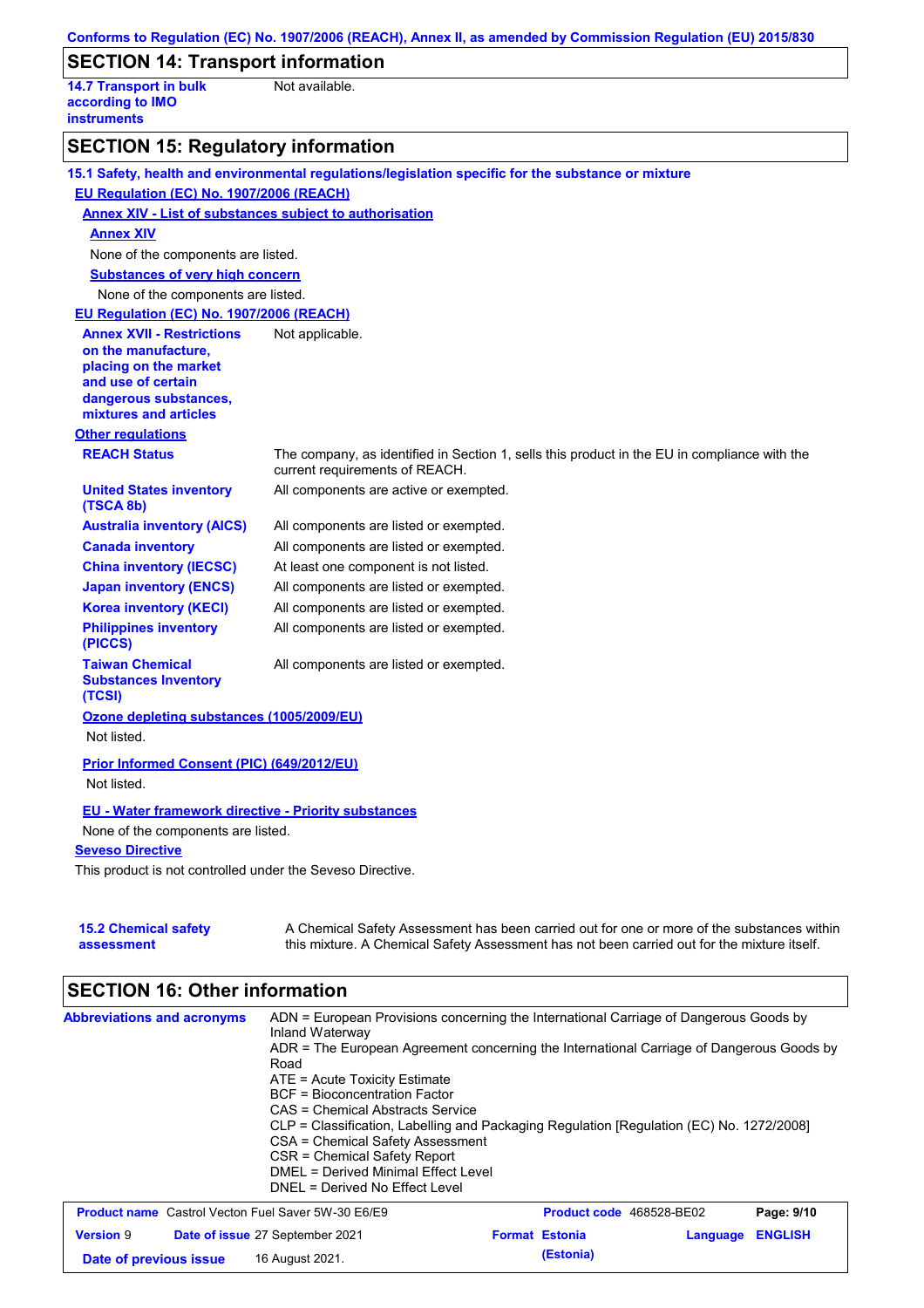## SECTION 14: Transport information

| | |
|---|---|
| **14.7 Transport in bulk according to IMO instruments** | Not available. |

## SECTION 15: Regulatory information

**15.1 Safety, health and environmental regulations/legislation specific for the substance or mixture**

**EU Regulation (EC) No. 1907/2006 (REACH)**

**Annex XIV - List of substances subject to authorisation**

**Annex XIV**

None of the components are listed.

**Substances of very high concern**

None of the components are listed.

**EU Regulation (EC) No. 1907/2006 (REACH)**

| | |
|---|---|
| **Annex XVII - Restrictions on the manufacture, placing on the market and use of certain dangerous substances, mixtures and articles** | Not applicable. |

**Other regulations**

| | |
|---|---|
| **REACH Status** | The company, as identified in Section 1, sells this product in the EU in compliance with the current requirements of REACH. |
| **United States inventory (TSCA 8b)** | All components are active or exempted. |
| **Australia inventory (AICS)** | All components are listed or exempted. |
| **Canada inventory** | All components are listed or exempted. |
| **China inventory (IECSC)** | At least one component is not listed. |
| **Japan inventory (ENCS)** | All components are listed or exempted. |
| **Korea inventory (KECI)** | All components are listed or exempted. |
| **Philippines inventory (PICCS)** | All components are listed or exempted. |
| **Taiwan Chemical Substances Inventory (TCSI)** | All components are listed or exempted. |

**Ozone depleting substances (1005/2009/EU)**

Not listed.

**Prior Informed Consent (PIC) (649/2012/EU)**

Not listed.

**EU - Water framework directive - Priority substances**

None of the components are listed.

**Seveso Directive**

This product is not controlled under the Seveso Directive.

| | |
|---|---|
| **15.2 Chemical safety assessment** | A Chemical Safety Assessment has been carried out for one or more of the substances within this mixture. A Chemical Safety Assessment has not been carried out for the mixture itself. |

## SECTION 16: Other information

**Abbreviations and acronyms**

ADN = European Provisions concerning the International Carriage of Dangerous Goods by Inland Waterway
ADR = The European Agreement concerning the International Carriage of Dangerous Goods by Road
ATE = Acute Toxicity Estimate
BCF = Bioconcentration Factor
CAS = Chemical Abstracts Service
CLP = Classification, Labelling and Packaging Regulation [Regulation (EC) No. 1272/2008]
CSA = Chemical Safety Assessment
CSR = Chemical Safety Report
DMEL = Derived Minimal Effect Level
DNEL = Derived No Effect Level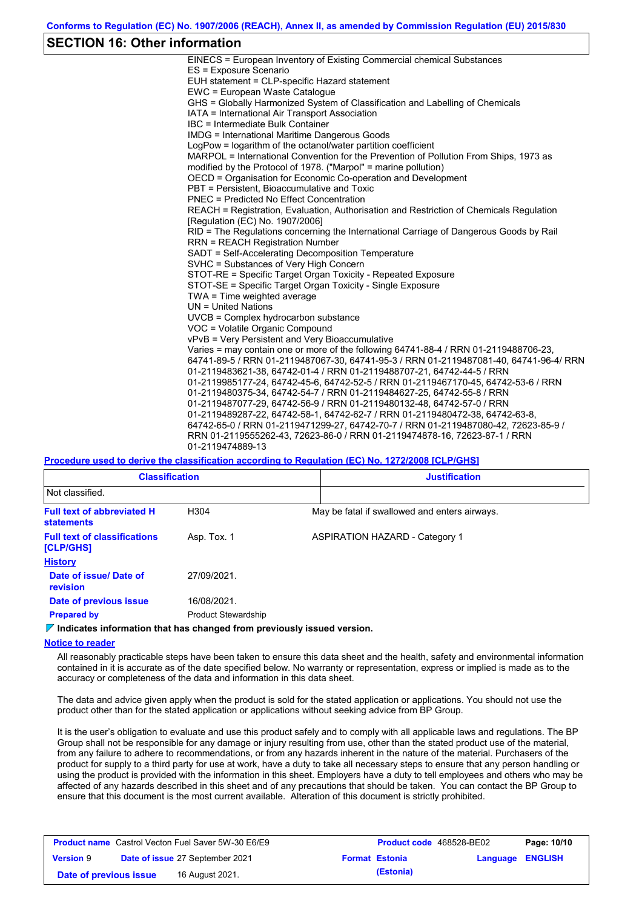## SECTION 16: Other information

EINECS = European Inventory of Existing Commercial chemical Substances
ES = Exposure Scenario
EUH statement = CLP-specific Hazard statement
EWC = European Waste Catalogue
GHS = Globally Harmonized System of Classification and Labelling of Chemicals
IATA = International Air Transport Association
IBC = Intermediate Bulk Container
IMDG = International Maritime Dangerous Goods
LogPow = logarithm of the octanol/water partition coefficient
MARPOL = International Convention for the Prevention of Pollution From Ships, 1973 as modified by the Protocol of 1978. ("Marpol" = marine pollution)
OECD = Organisation for Economic Co-operation and Development
PBT = Persistent, Bioaccumulative and Toxic
PNEC = Predicted No Effect Concentration
REACH = Registration, Evaluation, Authorisation and Restriction of Chemicals Regulation [Regulation (EC) No. 1907/2006]
RID = The Regulations concerning the International Carriage of Dangerous Goods by Rail
RRN = REACH Registration Number
SADT = Self-Accelerating Decomposition Temperature
SVHC = Substances of Very High Concern
STOT-RE = Specific Target Organ Toxicity - Repeated Exposure
STOT-SE = Specific Target Organ Toxicity - Single Exposure
TWA = Time weighted average
UN = United Nations
UVCB = Complex hydrocarbon substance
VOC = Volatile Organic Compound
vPvB = Very Persistent and Very Bioaccumulative
Varies = may contain one or more of the following 64741-88-4 / RRN 01-2119488706-23, 64741-89-5 / RRN 01-2119487067-30, 64741-95-3 / RRN 01-2119487081-40, 64741-96-4/ RRN 01-2119483621-38, 64742-01-4 / RRN 01-2119488707-21, 64742-44-5 / RRN 01-2119985177-24, 64742-45-6, 64742-52-5 / RRN 01-2119467170-45, 64742-53-6 / RRN 01-2119480375-34, 64742-54-7 / RRN 01-2119484627-25, 64742-55-8 / RRN 01-2119487077-29, 64742-56-9 / RRN 01-2119480132-48, 64742-57-0 / RRN 01-2119489287-22, 64742-58-1, 64742-62-7 / RRN 01-2119480472-38, 64742-63-8, 64742-65-0 / RRN 01-2119471299-27, 64742-70-7 / RRN 01-2119487080-42, 72623-85-9 / RRN 01-2119555262-43, 72623-86-0 / RRN 01-2119474878-16, 72623-87-1 / RRN 01-2119474889-13

**Procedure used to derive the classification according to Regulation (EC) No. 1272/2008 [CLP/GHS]**

| Classification | Justification |
|---|---|
| Not classified. | |

**Full text of abbreviated H statements**: H304 — May be fatal if swallowed and enters airways.

**Full text of classifications [CLP/GHS]**: Asp. Tox. 1 — ASPIRATION HAZARD - Category 1

**History**

**Date of issue/ Date of revision**: 27/09/2021.

**Date of previous issue**: 16/08/2021.

**Prepared by**: Product Stewardship

**Indicates information that has changed from previously issued version.**

**Notice to reader**

All reasonably practicable steps have been taken to ensure this data sheet and the health, safety and environmental information contained in it is accurate as of the date specified below. No warranty or representation, express or implied is made as to the accuracy or completeness of the data and information in this data sheet.

The data and advice given apply when the product is sold for the stated application or applications. You should not use the product other than for the stated application or applications without seeking advice from BP Group.

It is the user's obligation to evaluate and use this product safely and to comply with all applicable laws and regulations. The BP Group shall not be responsible for any damage or injury resulting from use, other than the stated product use of the material, from any failure to adhere to recommendations, or from any hazards inherent in the nature of the material. Purchasers of the product for supply to a third party for use at work, have a duty to take all necessary steps to ensure that any person handling or using the product is provided with the information in this sheet. Employers have a duty to tell employees and others who may be affected of any hazards described in this sheet and of any precautions that should be taken. You can contact the BP Group to ensure that this document is the most current available. Alteration of this document is strictly prohibited.